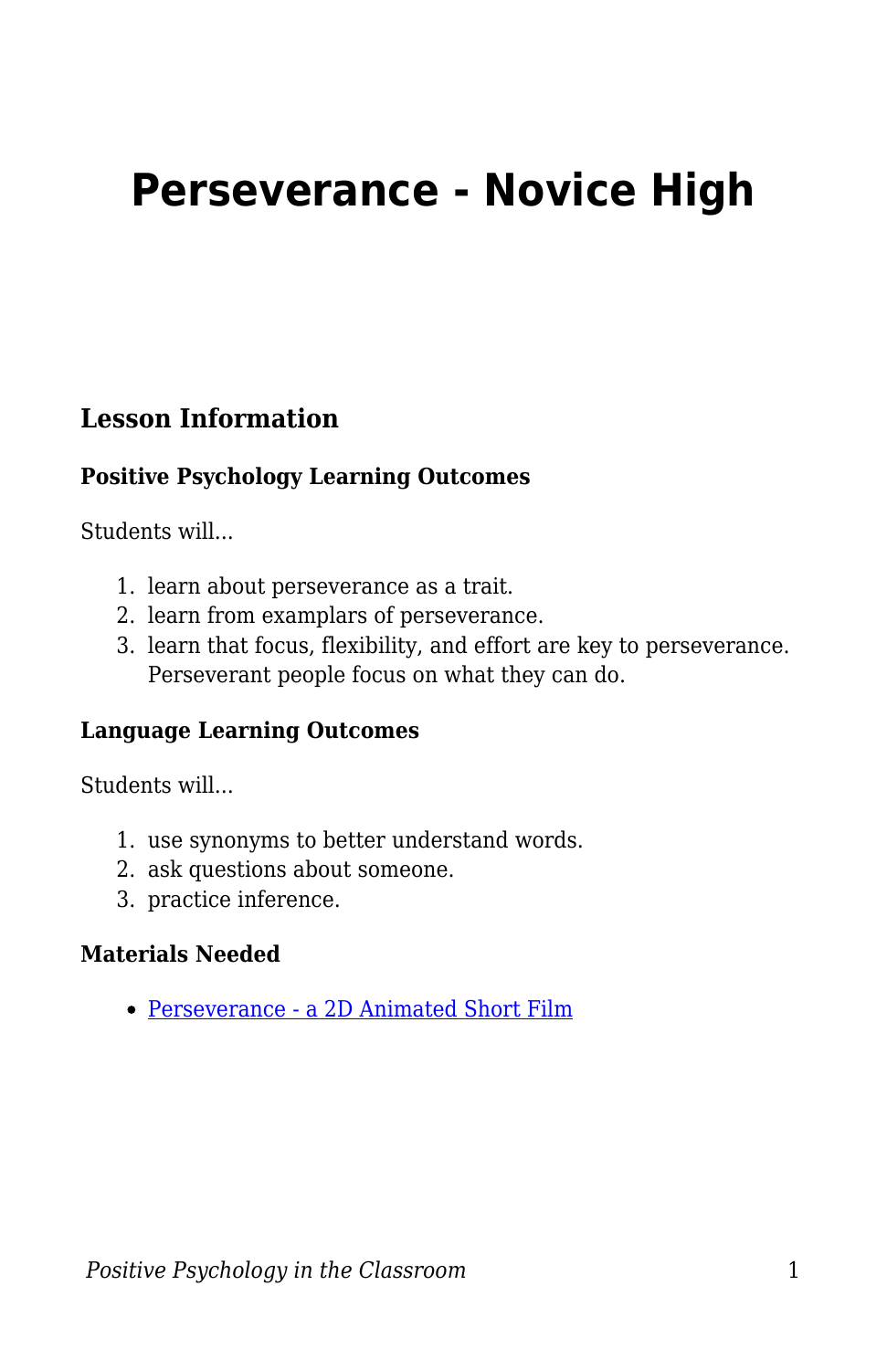# Perseverance - Novice High

## Lesson Information

### Positive Psychology Learning Outcomes

Students will...

1. learn about perseverance as a trait.
2. learn from examplars of perseverance.
3. learn that focus, flexibility, and effort are key to perseverance. Perseverant people focus on what they can do.

### Language Learning Outcomes

Students will...

1. use synonyms to better understand words.
2. ask questions about someone.
3. practice inference.

### Materials Needed

- [Perseverance - a 2D Animated Short Film]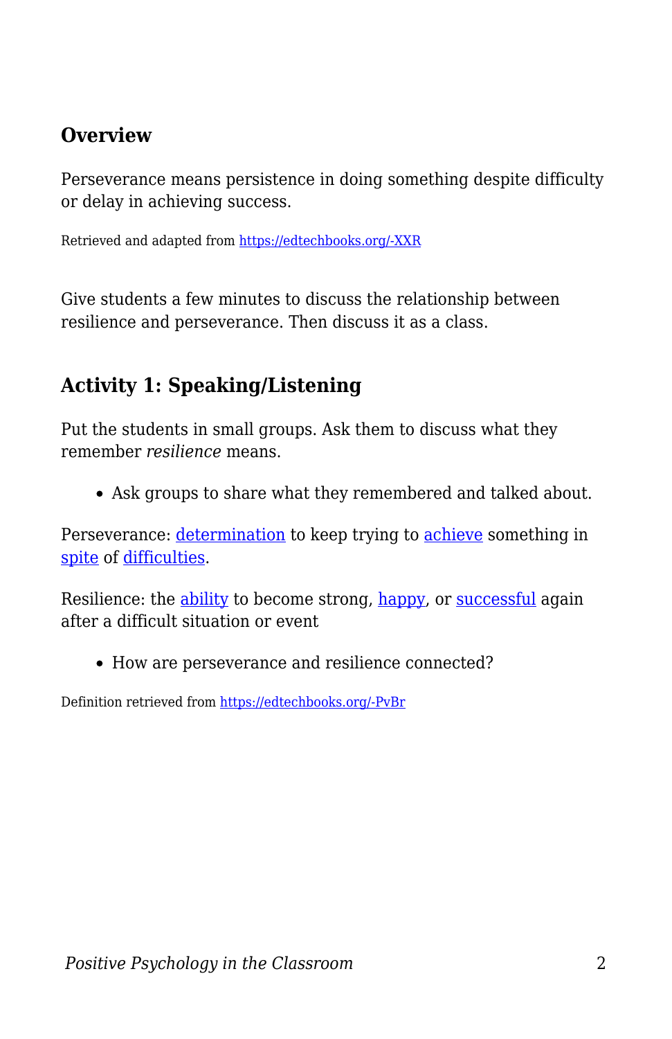## Overview

Perseverance means persistence in doing something despite difficulty or delay in achieving success.

Retrieved and adapted from [https://edtechbooks.org/-XXR](https://edtechbooks.org/-XXR)

Give students a few minutes to discuss the relationship between resilience and perseverance. Then discuss it as a class.

## Activity 1: Speaking/Listening

Put the students in small groups. Ask them to discuss what they remember *resilience* means.

- Ask groups to share what they remembered and talked about.

Perseverance: determination to keep trying to achieve something in spite of difficulties.

Resilience: the ability to become strong, happy, or successful again after a difficult situation or event

- How are perseverance and resilience connected?

Definition retrieved from [https://edtechbooks.org/-PvBr](https://edtechbooks.org/-PvBr)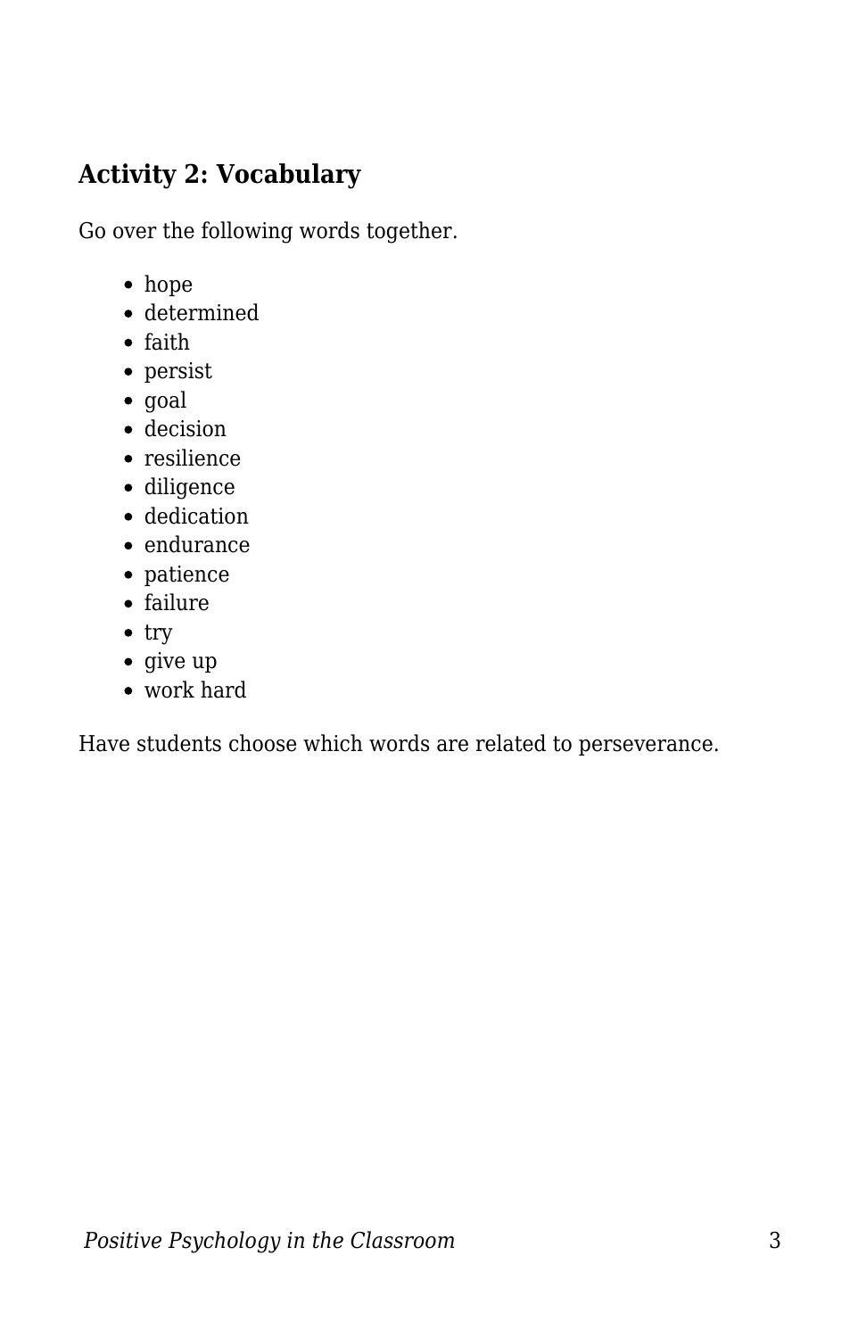### Activity 2: Vocabulary

Go over the following words together.

- hope
- determined
- faith
- persist
- goal
- decision
- resilience
- diligence
- dedication
- endurance
- patience
- failure
- try
- give up
- work hard

Have students choose which words are related to perseverance.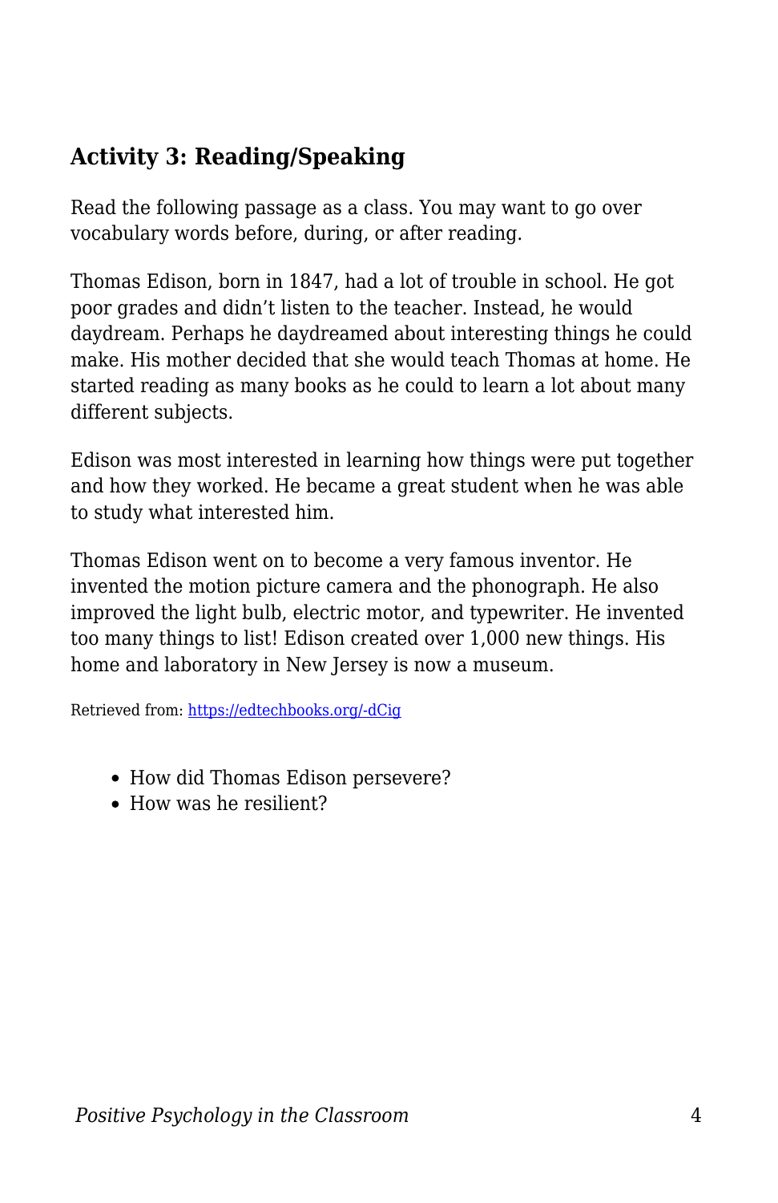### Activity 3: Reading/Speaking

Read the following passage as a class. You may want to go over vocabulary words before, during, or after reading.

Thomas Edison, born in 1847, had a lot of trouble in school. He got poor grades and didn't listen to the teacher. Instead, he would daydream. Perhaps he daydreamed about interesting things he could make. His mother decided that she would teach Thomas at home. He started reading as many books as he could to learn a lot about many different subjects.

Edison was most interested in learning how things were put together and how they worked. He became a great student when he was able to study what interested him.

Thomas Edison went on to become a very famous inventor. He invented the motion picture camera and the phonograph. He also improved the light bulb, electric motor, and typewriter. He invented too many things to list! Edison created over 1,000 new things. His home and laboratory in New Jersey is now a museum.

Retrieved from: [https://edtechbooks.org/-dCig](https://edtechbooks.org/-dCig)

- How did Thomas Edison persevere?
- How was he resilient?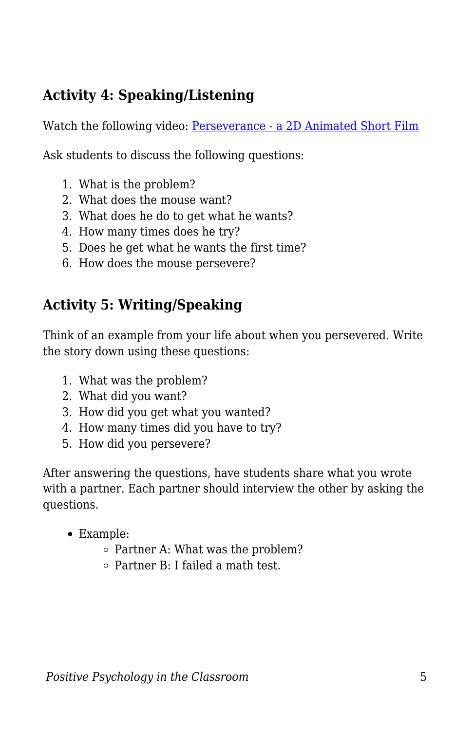### Activity 4: Speaking/Listening

Watch the following video: [Perseverance - a 2D Animated Short Film]()

Ask students to discuss the following questions:

1. What is the problem?
2. What does the mouse want?
3. What does he do to get what he wants?
4. How many times does he try?
5. Does he get what he wants the first time?
6. How does the mouse persevere?

### Activity 5: Writing/Speaking

Think of an example from your life about when you persevered. Write the story down using these questions:

1. What was the problem?
2. What did you want?
3. How did you get what you wanted?
4. How many times did you have to try?
5. How did you persevere?

After answering the questions, have students share what you wrote with a partner. Each partner should interview the other by asking the questions.

- Example:
  - Partner A: What was the problem?
  - Partner B: I failed a math test.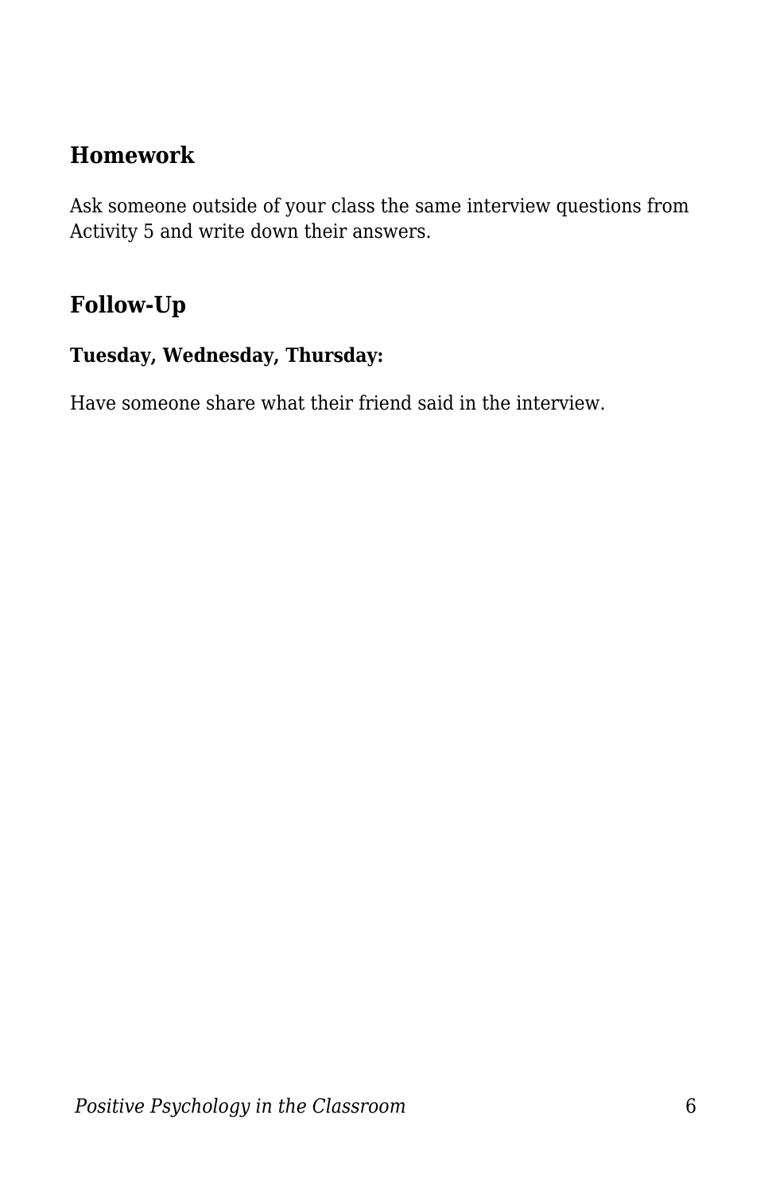## Homework

Ask someone outside of your class the same interview questions from Activity 5 and write down their answers.

## Follow-Up

**Tuesday, Wednesday, Thursday:**

Have someone share what their friend said in the interview.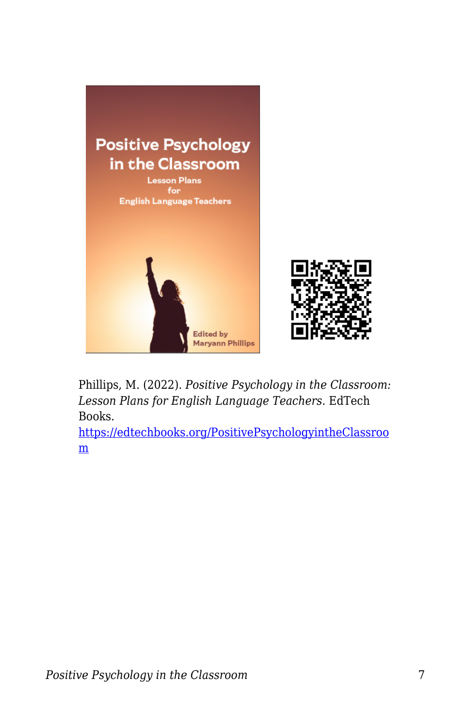Phillips, M. (2022). *Positive Psychology in the Classroom: Lesson Plans for English Language Teachers*. EdTech Books. [https://edtechbooks.org/PositivePsychologyintheClassroom](https://edtechbooks.org/PositivePsychologyintheClassroom)